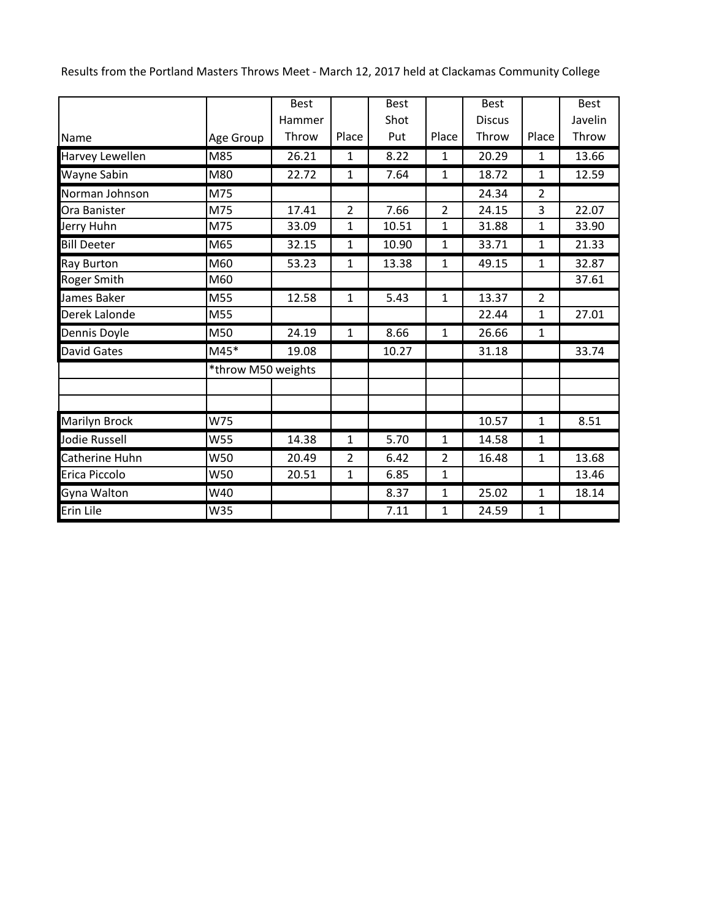Results from the Portland Masters Throws Meet - March 12, 2017 held at Clackamas Community College

| Name | Age Group | Best Hammer Throw | Place | Best Shot Put | Place | Best Discus Throw | Place | Best Javelin Throw |
|---|---|---|---|---|---|---|---|---|
| Harvey Lewellen | M85 | 26.21 | 1 | 8.22 | 1 | 20.29 | 1 | 13.66 |
| Wayne Sabin | M80 | 22.72 | 1 | 7.64 | 1 | 18.72 | 1 | 12.59 |
| Norman Johnson | M75 | | | | | 24.34 | 2 | |
| Ora Banister | M75 | 17.41 | 2 | 7.66 | 2 | 24.15 | 3 | 22.07 |
| Jerry Huhn | M75 | 33.09 | 1 | 10.51 | 1 | 31.88 | 1 | 33.90 |
| Bill Deeter | M65 | 32.15 | 1 | 10.90 | 1 | 33.71 | 1 | 21.33 |
| Ray Burton | M60 | 53.23 | 1 | 13.38 | 1 | 49.15 | 1 | 32.87 |
| Roger Smith | M60 | | | | | | | 37.61 |
| James Baker | M55 | 12.58 | 1 | 5.43 | 1 | 13.37 | 2 | |
| Derek Lalonde | M55 | | | | | 22.44 | 1 | 27.01 |
| Dennis Doyle | M50 | 24.19 | 1 | 8.66 | 1 | 26.66 | 1 | |
| David Gates | M45* | 19.08 | | 10.27 | | 31.18 | | 33.74 |
| | *throw M50 weights | | | | | | | |
| | | | | | | | | |
| | | | | | | | | |
| Marilyn Brock | W75 | | | | | 10.57 | 1 | 8.51 |
| Jodie Russell | W55 | 14.38 | 1 | 5.70 | 1 | 14.58 | 1 | |
| Catherine Huhn | W50 | 20.49 | 2 | 6.42 | 2 | 16.48 | 1 | 13.68 |
| Erica Piccolo | W50 | 20.51 | 1 | 6.85 | 1 | | | 13.46 |
| Gyna Walton | W40 | | | 8.37 | 1 | 25.02 | 1 | 18.14 |
| Erin Lile | W35 | | | 7.11 | 1 | 24.59 | 1 | |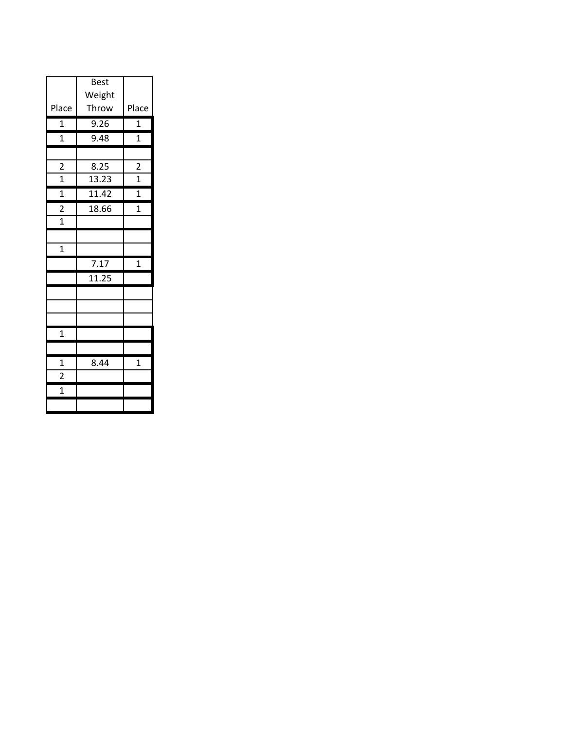| Place | Best Weight Throw | Place |
|---|---|---|
| 1 | 9.26 | 1 |
| 1 | 9.48 | 1 |
| | | |
| 2 | 8.25 | 2 |
| 1 | 13.23 | 1 |
| 1 | 11.42 | 1 |
| 2 | 18.66 | 1 |
| 1 | | |
| | | |
| 1 | | |
| | 7.17 | 1 |
| | 11.25 | |
| | | |
| | | |
| | | |
| 1 | | |
| | | |
| 1 | 8.44 | 1 |
| 2 | | |
| 1 | | |
| | | |